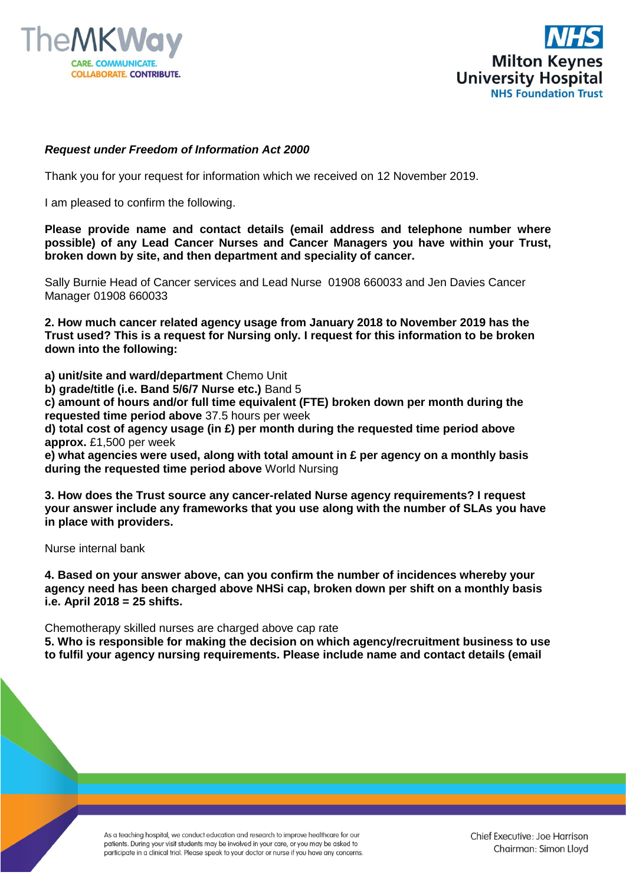***Request under Freedom of Information Act 2000***

Thank you for your request for information which we received on 12 November 2019.

I am pleased to confirm the following.

**Please provide name and contact details (email address and telephone number where possible) of any Lead Cancer Nurses and Cancer Managers you have within your Trust, broken down by site, and then department and speciality of cancer.**

Sally Burnie Head of Cancer services and Lead Nurse 01908 660033 and Jen Davies Cancer Manager 01908 660033

**2. How much cancer related agency usage from January 2018 to November 2019 has the Trust used? This is a request for Nursing only. I request for this information to be broken down into the following:**

**a) unit/site and ward/department** Chemo Unit
**b) grade/title (i.e. Band 5/6/7 Nurse etc.)** Band 5
**c) amount of hours and/or full time equivalent (FTE) broken down per month during the requested time period above** 37.5 hours per week
**d) total cost of agency usage (in £) per month during the requested time period above approx.** £1,500 per week
**e) what agencies were used, along with total amount in £ per agency on a monthly basis during the requested time period above** World Nursing

**3. How does the Trust source any cancer-related Nurse agency requirements? I request your answer include any frameworks that you use along with the number of SLAs you have in place with providers.**

Nurse internal bank

**4. Based on your answer above, can you confirm the number of incidences whereby your agency need has been charged above NHSi cap, broken down per shift on a monthly basis i.e. April 2018 = 25 shifts.**

Chemotherapy skilled nurses are charged above cap rate

**5. Who is responsible for making the decision on which agency/recruitment business to use to fulfil your agency nursing requirements. Please include name and contact details (email**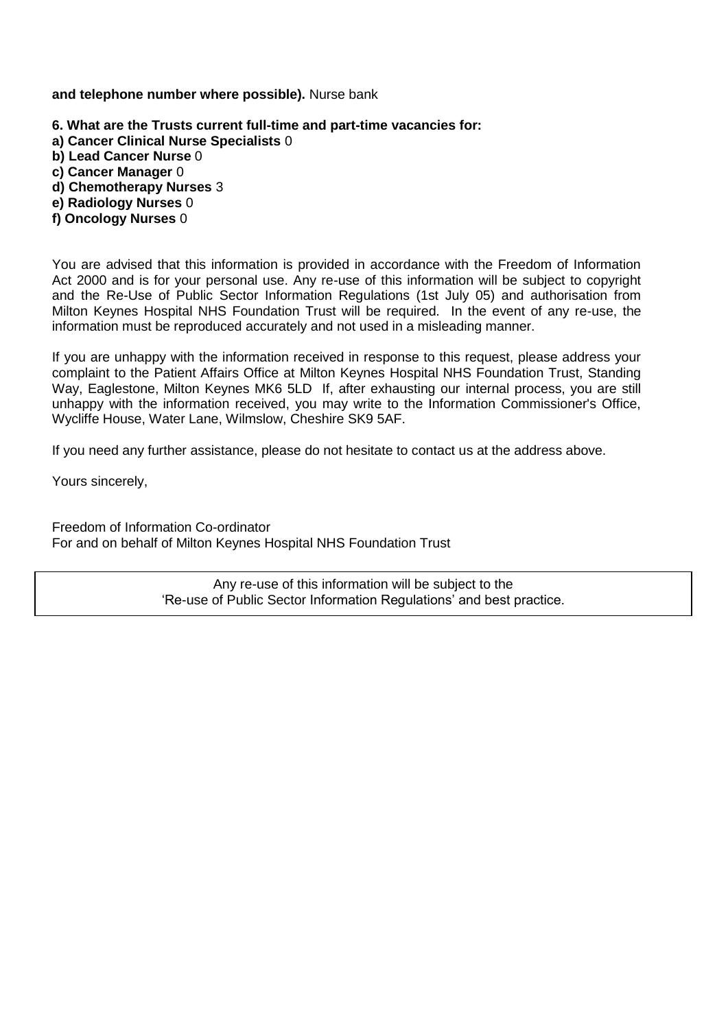**and telephone number where possible).** Nurse bank

**6. What are the Trusts current full-time and part-time vacancies for:**
**a) Cancer Clinical Nurse Specialists** 0
**b) Lead Cancer Nurse** 0
**c) Cancer Manager** 0
**d) Chemotherapy Nurses** 3
**e) Radiology Nurses** 0
**f) Oncology Nurses** 0

You are advised that this information is provided in accordance with the Freedom of Information Act 2000 and is for your personal use. Any re-use of this information will be subject to copyright and the Re-Use of Public Sector Information Regulations (1st July 05) and authorisation from Milton Keynes Hospital NHS Foundation Trust will be required. In the event of any re-use, the information must be reproduced accurately and not used in a misleading manner.

If you are unhappy with the information received in response to this request, please address your complaint to the Patient Affairs Office at Milton Keynes Hospital NHS Foundation Trust, Standing Way, Eaglestone, Milton Keynes MK6 5LD If, after exhausting our internal process, you are still unhappy with the information received, you may write to the Information Commissioner's Office, Wycliffe House, Water Lane, Wilmslow, Cheshire SK9 5AF.

If you need any further assistance, please do not hesitate to contact us at the address above.

Yours sincerely,

Freedom of Information Co-ordinator
For and on behalf of Milton Keynes Hospital NHS Foundation Trust

Any re-use of this information will be subject to the
'Re-use of Public Sector Information Regulations' and best practice.